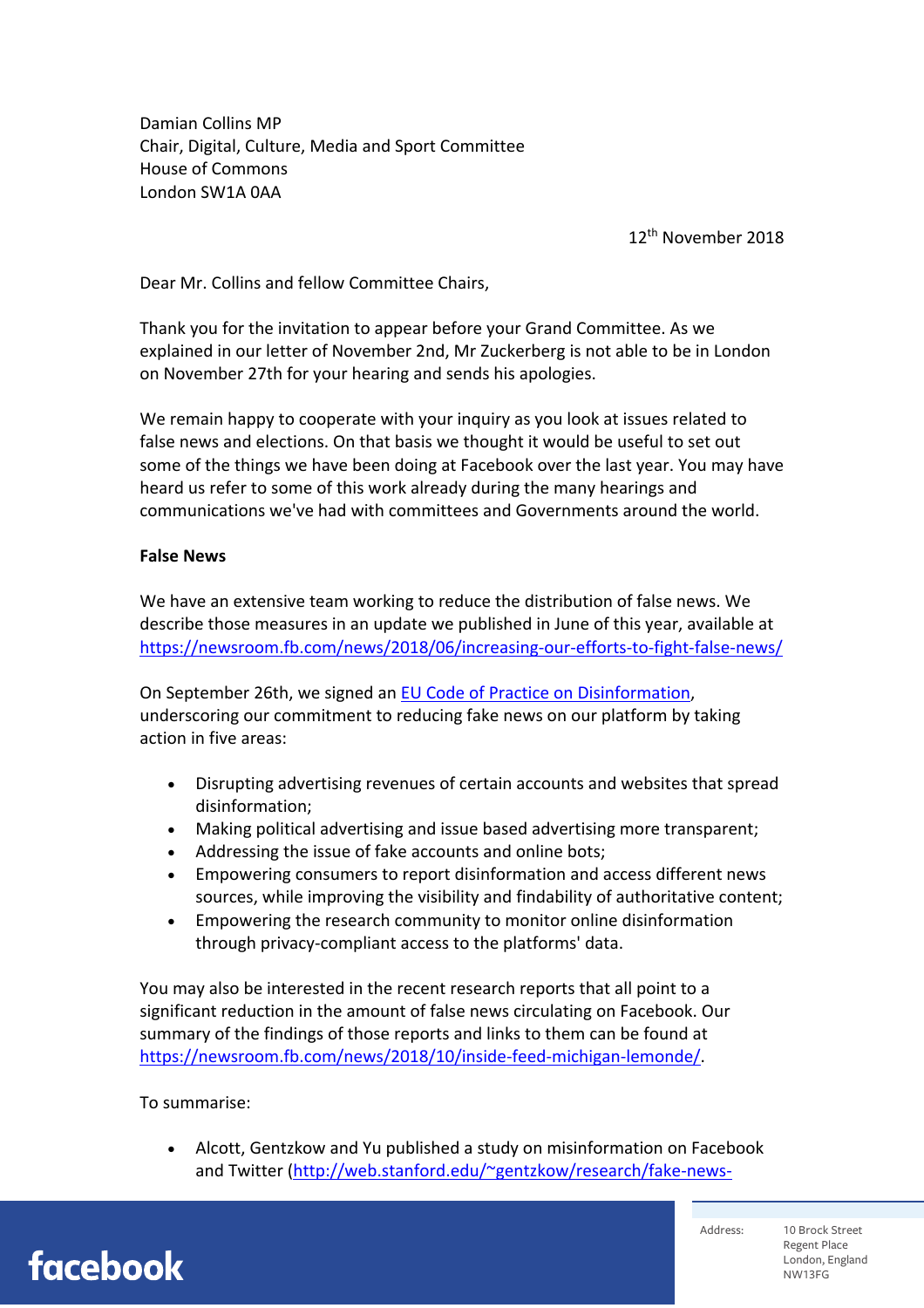Damian Collins MP
Chair, Digital, Culture, Media and Sport Committee
House of Commons
London SW1A 0AA

12th November 2018

Dear Mr. Collins and fellow Committee Chairs,

Thank you for the invitation to appear before your Grand Committee. As we explained in our letter of November 2nd, Mr Zuckerberg is not able to be in London on November 27th for your hearing and sends his apologies.

We remain happy to cooperate with your inquiry as you look at issues related to false news and elections. On that basis we thought it would be useful to set out some of the things we have been doing at Facebook over the last year. You may have heard us refer to some of this work already during the many hearings and communications we've had with committees and Governments around the world.

**False News**

We have an extensive team working to reduce the distribution of false news. We describe those measures in an update we published in June of this year, available at https://newsroom.fb.com/news/2018/06/increasing-our-efforts-to-fight-false-news/

On September 26th, we signed an EU Code of Practice on Disinformation, underscoring our commitment to reducing fake news on our platform by taking action in five areas:

- Disrupting advertising revenues of certain accounts and websites that spread disinformation;
- Making political advertising and issue based advertising more transparent;
- Addressing the issue of fake accounts and online bots;
- Empowering consumers to report disinformation and access different news sources, while improving the visibility and findability of authoritative content;
- Empowering the research community to monitor online disinformation through privacy-compliant access to the platforms' data.

You may also be interested in the recent research reports that all point to a significant reduction in the amount of false news circulating on Facebook. Our summary of the findings of those reports and links to them can be found at https://newsroom.fb.com/news/2018/10/inside-feed-michigan-lemonde/.

To summarise:

- Alcott, Gentzkow and Yu published a study on misinformation on Facebook and Twitter (http://web.stanford.edu/~gentzkow/research/fake-news-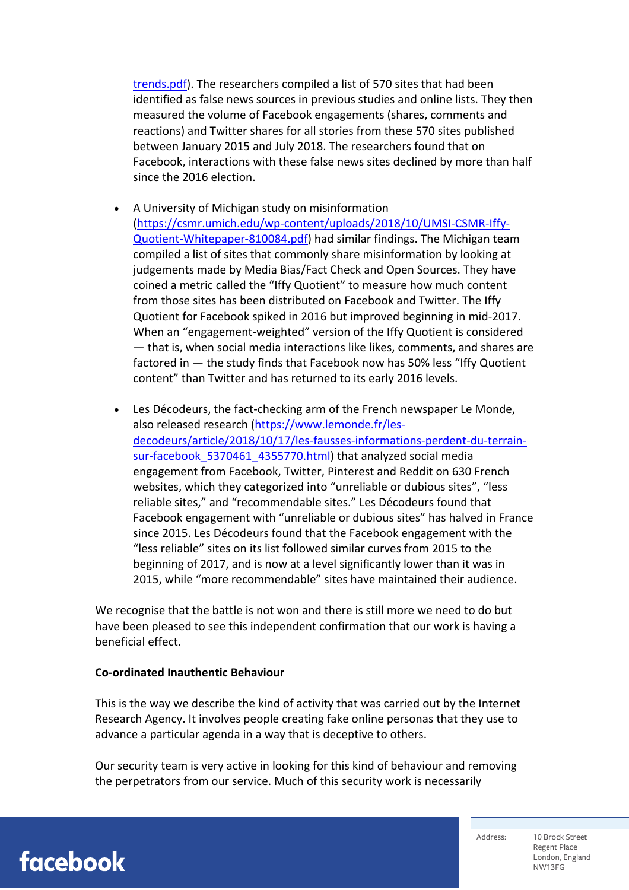trends.pdf). The researchers compiled a list of 570 sites that had been identified as false news sources in previous studies and online lists. They then measured the volume of Facebook engagements (shares, comments and reactions) and Twitter shares for all stories from these 570 sites published between January 2015 and July 2018. The researchers found that on Facebook, interactions with these false news sites declined by more than half since the 2016 election.

- A University of Michigan study on misinformation (https://csmr.umich.edu/wp-content/uploads/2018/10/UMSI-CSMR-Iffy-Quotient-Whitepaper-810084.pdf) had similar findings. The Michigan team compiled a list of sites that commonly share misinformation by looking at judgements made by Media Bias/Fact Check and Open Sources. They have coined a metric called the "Iffy Quotient" to measure how much content from those sites has been distributed on Facebook and Twitter. The Iffy Quotient for Facebook spiked in 2016 but improved beginning in mid-2017. When an "engagement-weighted" version of the Iffy Quotient is considered — that is, when social media interactions like likes, comments, and shares are factored in — the study finds that Facebook now has 50% less "Iffy Quotient content" than Twitter and has returned to its early 2016 levels.

- Les Décodeurs, the fact-checking arm of the French newspaper Le Monde, also released research (https://www.lemonde.fr/les-decodeurs/article/2018/10/17/les-fausses-informations-perdent-du-terrain-sur-facebook_5370461_4355770.html) that analyzed social media engagement from Facebook, Twitter, Pinterest and Reddit on 630 French websites, which they categorized into "unreliable or dubious sites", "less reliable sites," and "recommendable sites." Les Décodeurs found that Facebook engagement with "unreliable or dubious sites" has halved in France since 2015. Les Décodeurs found that the Facebook engagement with the "less reliable" sites on its list followed similar curves from 2015 to the beginning of 2017, and is now at a level significantly lower than it was in 2015, while "more recommendable" sites have maintained their audience.

We recognise that the battle is not won and there is still more we need to do but have been pleased to see this independent confirmation that our work is having a beneficial effect.

**Co-ordinated Inauthentic Behaviour**

This is the way we describe the kind of activity that was carried out by the Internet Research Agency. It involves people creating fake online personas that they use to advance a particular agenda in a way that is deceptive to others.

Our security team is very active in looking for this kind of behaviour and removing the perpetrators from our service. Much of this security work is necessarily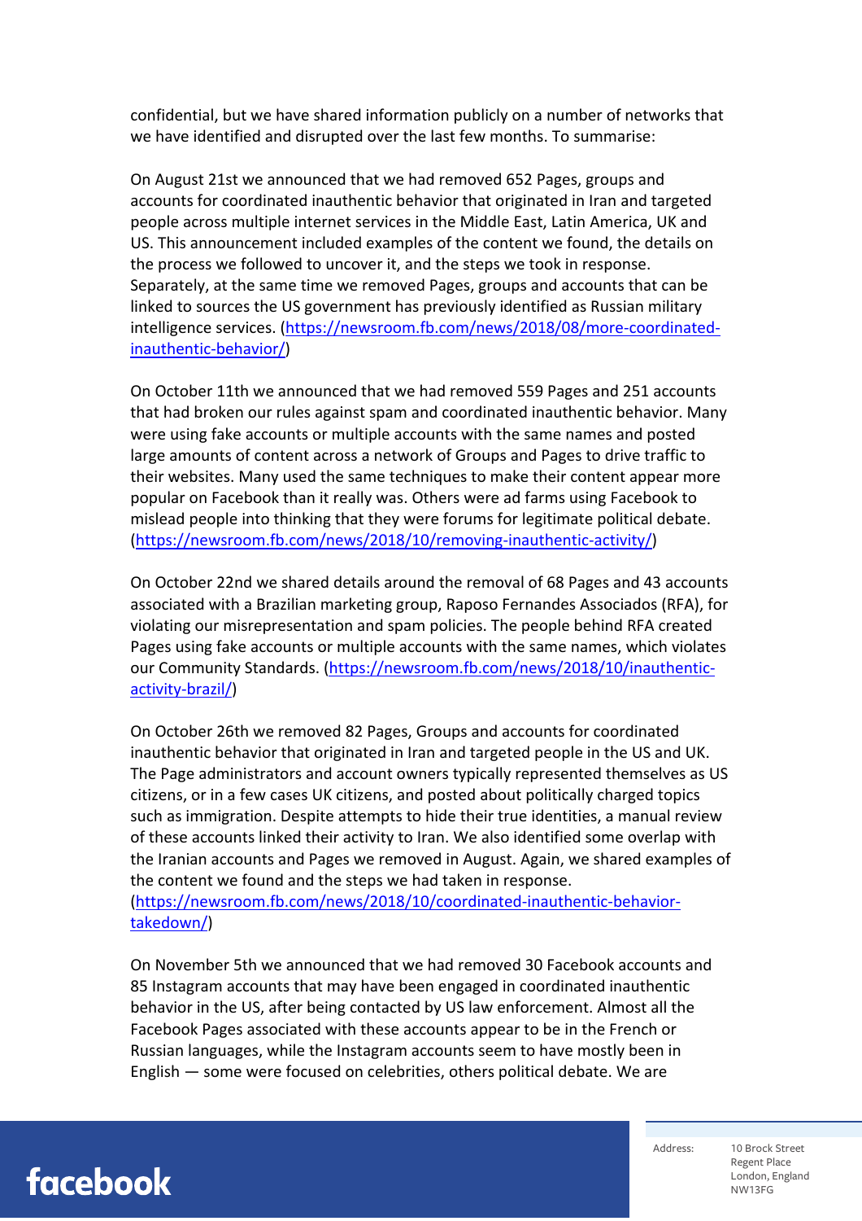confidential, but we have shared information publicly on a number of networks that we have identified and disrupted over the last few months. To summarise:

On August 21st we announced that we had removed 652 Pages, groups and accounts for coordinated inauthentic behavior that originated in Iran and targeted people across multiple internet services in the Middle East, Latin America, UK and US. This announcement included examples of the content we found, the details on the process we followed to uncover it, and the steps we took in response. Separately, at the same time we removed Pages, groups and accounts that can be linked to sources the US government has previously identified as Russian military intelligence services. (https://newsroom.fb.com/news/2018/08/more-coordinated-inauthentic-behavior/)

On October 11th we announced that we had removed 559 Pages and 251 accounts that had broken our rules against spam and coordinated inauthentic behavior. Many were using fake accounts or multiple accounts with the same names and posted large amounts of content across a network of Groups and Pages to drive traffic to their websites. Many used the same techniques to make their content appear more popular on Facebook than it really was. Others were ad farms using Facebook to mislead people into thinking that they were forums for legitimate political debate. (https://newsroom.fb.com/news/2018/10/removing-inauthentic-activity/)

On October 22nd we shared details around the removal of 68 Pages and 43 accounts associated with a Brazilian marketing group, Raposo Fernandes Associados (RFA), for violating our misrepresentation and spam policies. The people behind RFA created Pages using fake accounts or multiple accounts with the same names, which violates our Community Standards. (https://newsroom.fb.com/news/2018/10/inauthentic-activity-brazil/)

On October 26th we removed 82 Pages, Groups and accounts for coordinated inauthentic behavior that originated in Iran and targeted people in the US and UK. The Page administrators and account owners typically represented themselves as US citizens, or in a few cases UK citizens, and posted about politically charged topics such as immigration. Despite attempts to hide their true identities, a manual review of these accounts linked their activity to Iran. We also identified some overlap with the Iranian accounts and Pages we removed in August. Again, we shared examples of the content we found and the steps we had taken in response. (https://newsroom.fb.com/news/2018/10/coordinated-inauthentic-behavior-takedown/)

On November 5th we announced that we had removed 30 Facebook accounts and 85 Instagram accounts that may have been engaged in coordinated inauthentic behavior in the US, after being contacted by US law enforcement. Almost all the Facebook Pages associated with these accounts appear to be in the French or Russian languages, while the Instagram accounts seem to have mostly been in English — some were focused on celebrities, others political debate. We are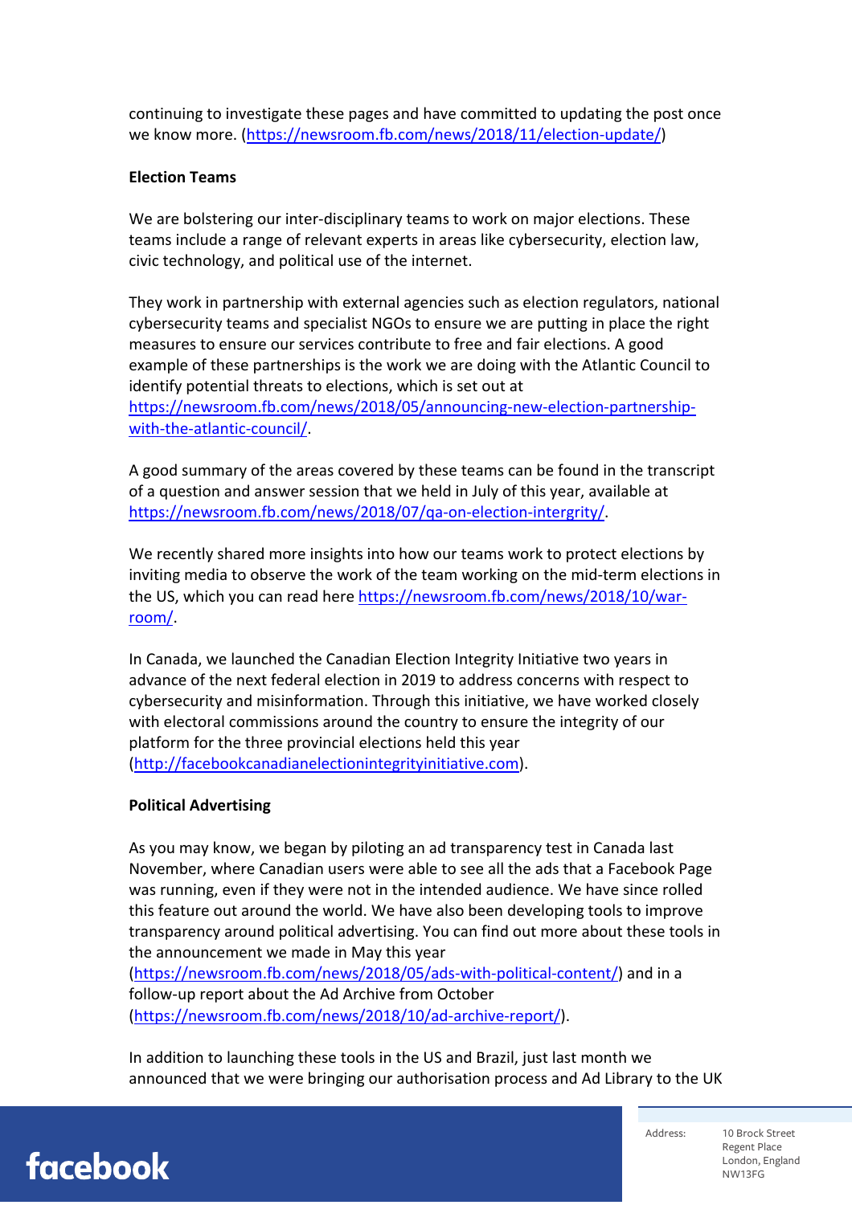continuing to investigate these pages and have committed to updating the post once we know more. (https://newsroom.fb.com/news/2018/11/election-update/)

**Election Teams**

We are bolstering our inter-disciplinary teams to work on major elections. These teams include a range of relevant experts in areas like cybersecurity, election law, civic technology, and political use of the internet.

They work in partnership with external agencies such as election regulators, national cybersecurity teams and specialist NGOs to ensure we are putting in place the right measures to ensure our services contribute to free and fair elections. A good example of these partnerships is the work we are doing with the Atlantic Council to identify potential threats to elections, which is set out at https://newsroom.fb.com/news/2018/05/announcing-new-election-partnership-with-the-atlantic-council/.

A good summary of the areas covered by these teams can be found in the transcript of a question and answer session that we held in July of this year, available at https://newsroom.fb.com/news/2018/07/qa-on-election-intergrity/.

We recently shared more insights into how our teams work to protect elections by inviting media to observe the work of the team working on the mid-term elections in the US, which you can read here https://newsroom.fb.com/news/2018/10/war-room/.

In Canada, we launched the Canadian Election Integrity Initiative two years in advance of the next federal election in 2019 to address concerns with respect to cybersecurity and misinformation. Through this initiative, we have worked closely with electoral commissions around the country to ensure the integrity of our platform for the three provincial elections held this year (http://facebookcanadianelectionintegrityinitiative.com).

**Political Advertising**

As you may know, we began by piloting an ad transparency test in Canada last November, where Canadian users were able to see all the ads that a Facebook Page was running, even if they were not in the intended audience. We have since rolled this feature out around the world. We have also been developing tools to improve transparency around political advertising. You can find out more about these tools in the announcement we made in May this year (https://newsroom.fb.com/news/2018/05/ads-with-political-content/) and in a follow-up report about the Ad Archive from October (https://newsroom.fb.com/news/2018/10/ad-archive-report/).

In addition to launching these tools in the US and Brazil, just last month we announced that we were bringing our authorisation process and Ad Library to the UK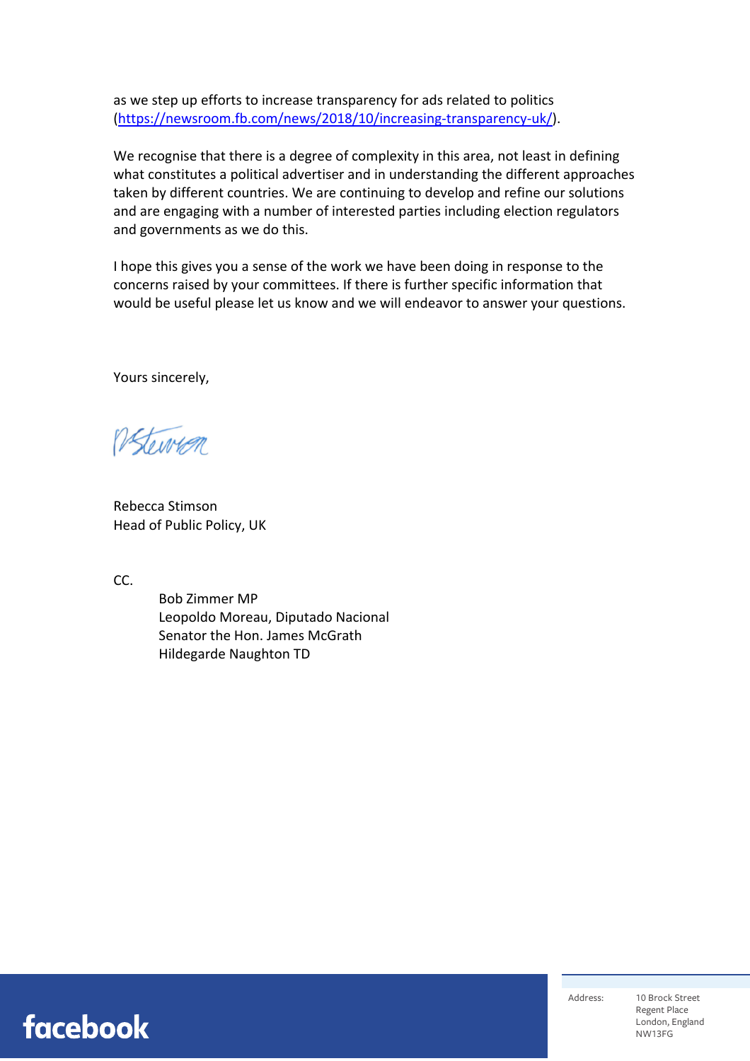as we step up efforts to increase transparency for ads related to politics (https://newsroom.fb.com/news/2018/10/increasing-transparency-uk/).

We recognise that there is a degree of complexity in this area, not least in defining what constitutes a political advertiser and in understanding the different approaches taken by different countries. We are continuing to develop and refine our solutions and are engaging with a number of interested parties including election regulators and governments as we do this.

I hope this gives you a sense of the work we have been doing in response to the concerns raised by your committees. If there is further specific information that would be useful please let us know and we will endeavor to answer your questions.

Yours sincerely,

Rebecca Stimson
Head of Public Policy, UK

CC.

Bob Zimmer MP
Leopoldo Moreau, Diputado Nacional
Senator the Hon. James McGrath
Hildegarde Naughton TD

facebook

Address: 10 Brock Street
Regent Place
London, England
NW13FG